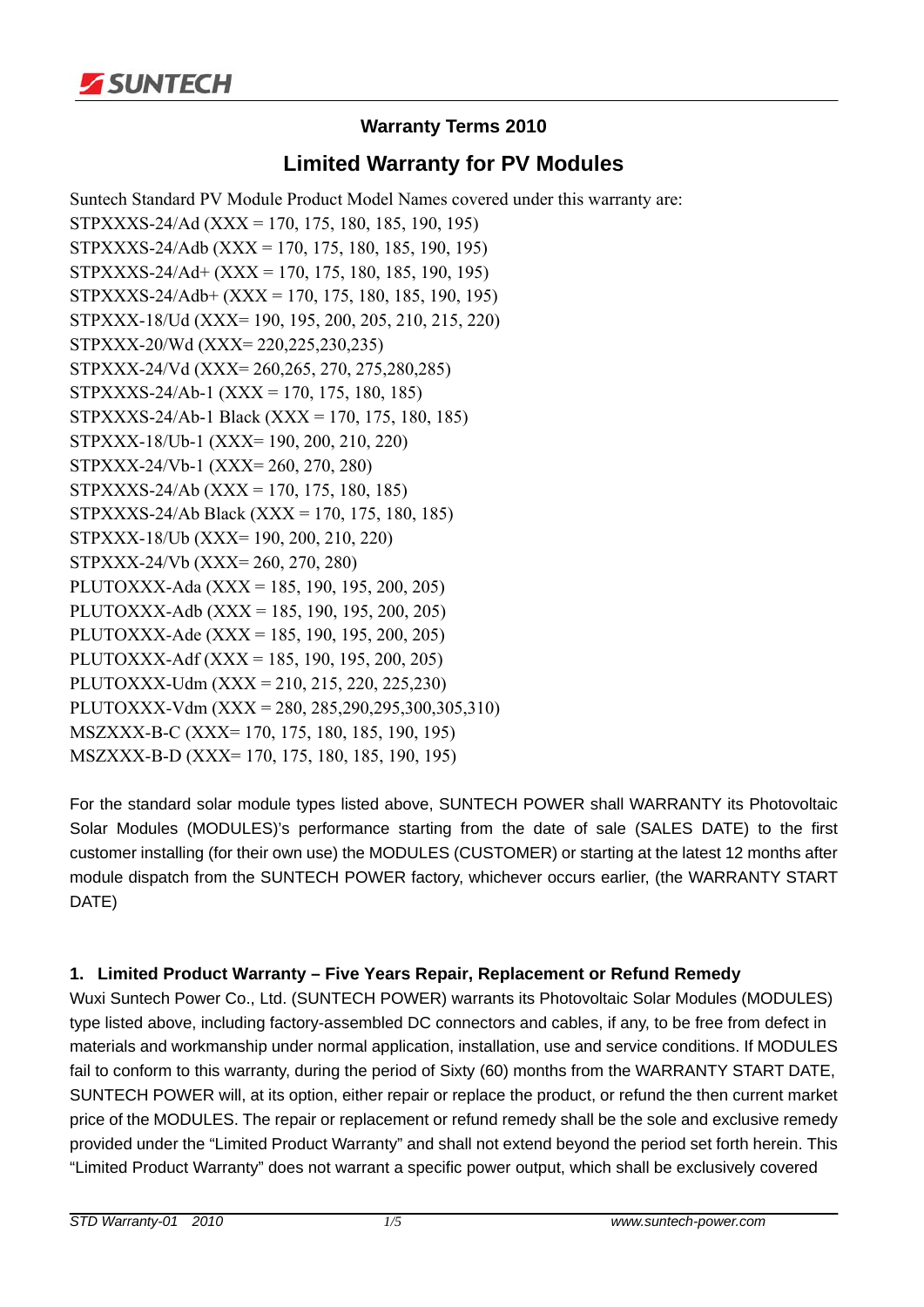### Warranty Terms 2010

## Limited Warranty for PV Modules

Suntech Standard PV Module Product Model Names covered under this warranty are:
STPXXXS-24/Ad (XXX = 170, 175, 180, 185, 190, 195)
STPXXXS-24/Adb (XXX = 170, 175, 180, 185, 190, 195)
STPXXXS-24/Ad+ (XXX = 170, 175, 180, 185, 190, 195)
STPXXXS-24/Adb+ (XXX = 170, 175, 180, 185, 190, 195)
STPXXX-18/Ud (XXX= 190, 195, 200, 205, 210, 215, 220)
STPXXX-20/Wd (XXX= 220,225,230,235)
STPXXX-24/Vd (XXX= 260,265, 270, 275,280,285)
STPXXXS-24/Ab-1 (XXX = 170, 175, 180, 185)
STPXXXS-24/Ab-1 Black (XXX = 170, 175, 180, 185)
STPXXX-18/Ub-1 (XXX= 190, 200, 210, 220)
STPXXX-24/Vb-1 (XXX= 260, 270, 280)
STPXXXS-24/Ab (XXX = 170, 175, 180, 185)
STPXXXS-24/Ab Black (XXX = 170, 175, 180, 185)
STPXXX-18/Ub (XXX= 190, 200, 210, 220)
STPXXX-24/Vb (XXX= 260, 270, 280)
PLUTOXXX-Ada (XXX = 185, 190, 195, 200, 205)
PLUTOXXX-Adb (XXX = 185, 190, 195, 200, 205)
PLUTOXXX-Ade (XXX = 185, 190, 195, 200, 205)
PLUTOXXX-Adf (XXX = 185, 190, 195, 200, 205)
PLUTOXXX-Udm (XXX = 210, 215, 220, 225,230)
PLUTOXXX-Vdm (XXX = 280, 285,290,295,300,305,310)
MSZXXX-B-C (XXX= 170, 175, 180, 185, 190, 195)
MSZXXX-B-D (XXX= 170, 175, 180, 185, 190, 195)

For the standard solar module types listed above, SUNTECH POWER shall WARRANTY its Photovoltaic Solar Modules (MODULES)'s performance starting from the date of sale (SALES DATE) to the first customer installing (for their own use) the MODULES (CUSTOMER) or starting at the latest 12 months after module dispatch from the SUNTECH POWER factory, whichever occurs earlier, (the WARRANTY START DATE)

#### 1. Limited Product Warranty – Five Years Repair, Replacement or Refund Remedy

Wuxi Suntech Power Co., Ltd. (SUNTECH POWER) warrants its Photovoltaic Solar Modules (MODULES) type listed above, including factory-assembled DC connectors and cables, if any, to be free from defect in materials and workmanship under normal application, installation, use and service conditions. If MODULES fail to conform to this warranty, during the period of Sixty (60) months from the WARRANTY START DATE, SUNTECH POWER will, at its option, either repair or replace the product, or refund the then current market price of the MODULES. The repair or replacement or refund remedy shall be the sole and exclusive remedy provided under the "Limited Product Warranty" and shall not extend beyond the period set forth herein. This "Limited Product Warranty" does not warrant a specific power output, which shall be exclusively covered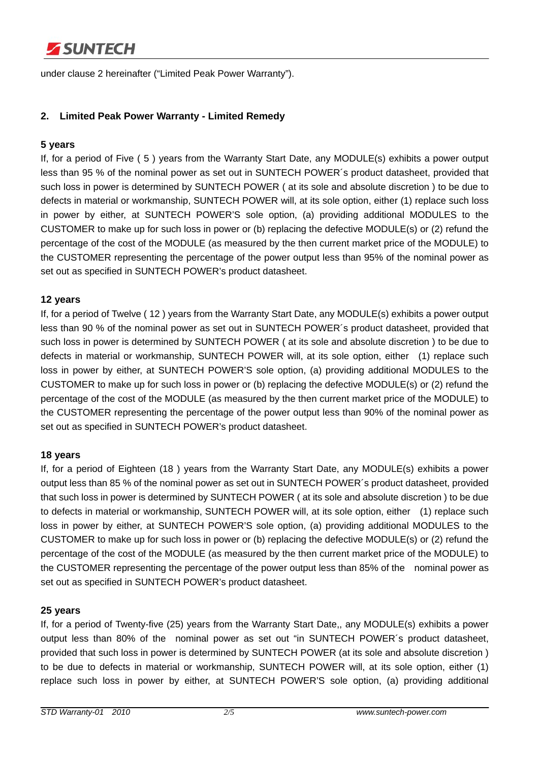under clause 2 hereinafter ("Limited Peak Power Warranty").

## 2. Limited Peak Power Warranty - Limited Remedy

**5 years**

If, for a period of Five ( 5 ) years from the Warranty Start Date, any MODULE(s) exhibits a power output less than 95 % of the nominal power as set out in SUNTECH POWER´s product datasheet, provided that such loss in power is determined by SUNTECH POWER ( at its sole and absolute discretion ) to be due to defects in material or workmanship, SUNTECH POWER will, at its sole option, either (1) replace such loss in power by either, at SUNTECH POWER'S sole option, (a) providing additional MODULES to the CUSTOMER to make up for such loss in power or (b) replacing the defective MODULE(s) or (2) refund the percentage of the cost of the MODULE (as measured by the then current market price of the MODULE) to the CUSTOMER representing the percentage of the power output less than 95% of the nominal power as set out as specified in SUNTECH POWER's product datasheet.

**12 years**

If, for a period of Twelve ( 12 ) years from the Warranty Start Date, any MODULE(s) exhibits a power output less than 90 % of the nominal power as set out in SUNTECH POWER´s product datasheet, provided that such loss in power is determined by SUNTECH POWER ( at its sole and absolute discretion ) to be due to defects in material or workmanship, SUNTECH POWER will, at its sole option, either (1) replace such loss in power by either, at SUNTECH POWER'S sole option, (a) providing additional MODULES to the CUSTOMER to make up for such loss in power or (b) replacing the defective MODULE(s) or (2) refund the percentage of the cost of the MODULE (as measured by the then current market price of the MODULE) to the CUSTOMER representing the percentage of the power output less than 90% of the nominal power as set out as specified in SUNTECH POWER's product datasheet.

**18 years**

If, for a period of Eighteen (18 ) years from the Warranty Start Date, any MODULE(s) exhibits a power output less than 85 % of the nominal power as set out in SUNTECH POWER´s product datasheet, provided that such loss in power is determined by SUNTECH POWER ( at its sole and absolute discretion ) to be due to defects in material or workmanship, SUNTECH POWER will, at its sole option, either (1) replace such loss in power by either, at SUNTECH POWER'S sole option, (a) providing additional MODULES to the CUSTOMER to make up for such loss in power or (b) replacing the defective MODULE(s) or (2) refund the percentage of the cost of the MODULE (as measured by the then current market price of the MODULE) to the CUSTOMER representing the percentage of the power output less than 85% of the nominal power as set out as specified in SUNTECH POWER's product datasheet.

**25 years**

If, for a period of Twenty-five (25) years from the Warranty Start Date,, any MODULE(s) exhibits a power output less than 80% of the nominal power as set out "in SUNTECH POWER´s product datasheet, provided that such loss in power is determined by SUNTECH POWER (at its sole and absolute discretion ) to be due to defects in material or workmanship, SUNTECH POWER will, at its sole option, either (1) replace such loss in power by either, at SUNTECH POWER'S sole option, (a) providing additional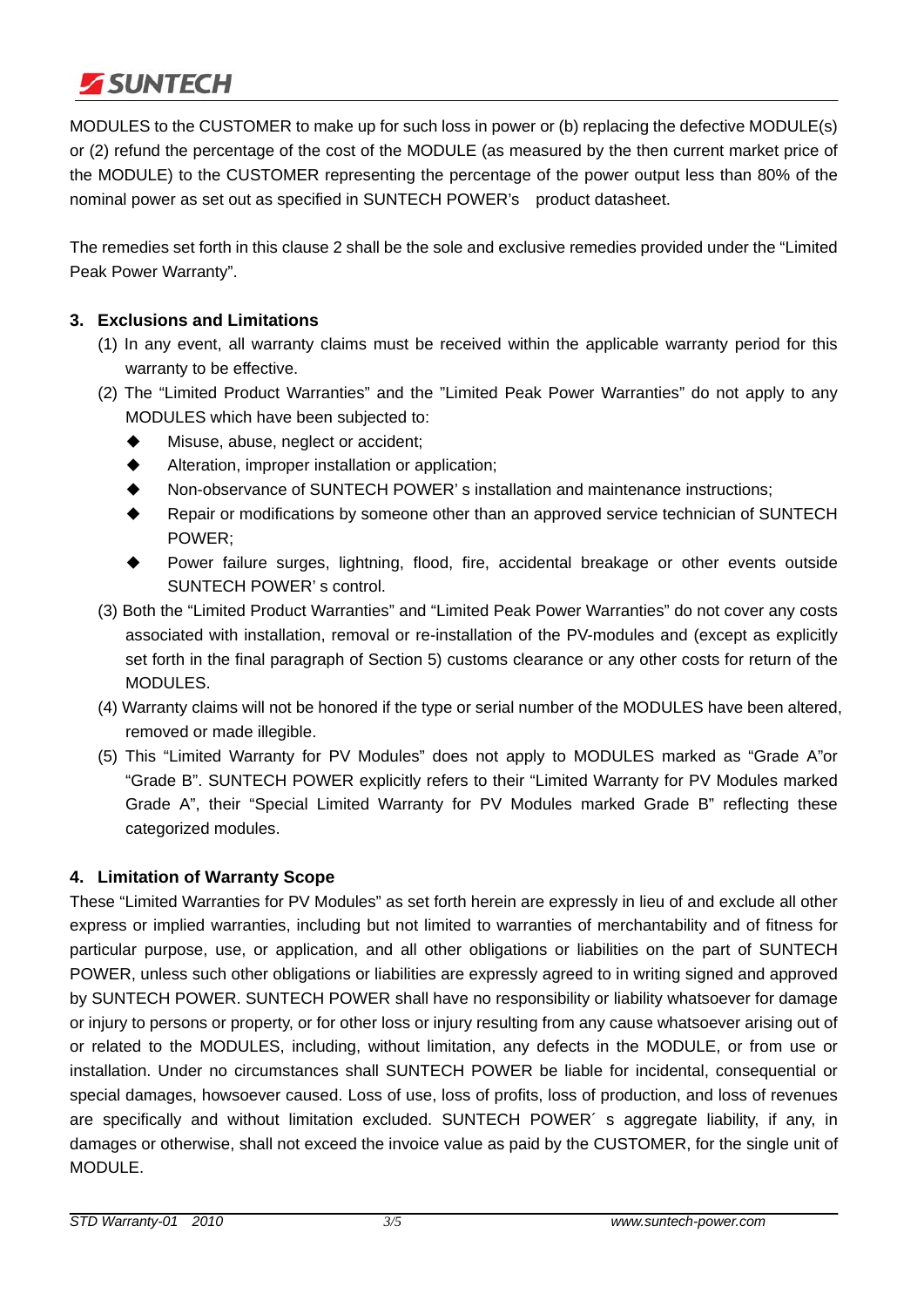MODULES to the CUSTOMER to make up for such loss in power or (b) replacing the defective MODULE(s) or (2) refund the percentage of the cost of the MODULE (as measured by the then current market price of the MODULE) to the CUSTOMER representing the percentage of the power output less than 80% of the nominal power as set out as specified in SUNTECH POWER's product datasheet.

The remedies set forth in this clause 2 shall be the sole and exclusive remedies provided under the "Limited Peak Power Warranty".

### 3. Exclusions and Limitations

(1) In any event, all warranty claims must be received within the applicable warranty period for this warranty to be effective.

(2) The "Limited Product Warranties" and the "Limited Peak Power Warranties" do not apply to any MODULES which have been subjected to:

- Misuse, abuse, neglect or accident;
- Alteration, improper installation or application;
- Non-observance of SUNTECH POWER' s installation and maintenance instructions;
- Repair or modifications by someone other than an approved service technician of SUNTECH POWER;
- Power failure surges, lightning, flood, fire, accidental breakage or other events outside SUNTECH POWER' s control.

(3) Both the "Limited Product Warranties" and "Limited Peak Power Warranties" do not cover any costs associated with installation, removal or re-installation of the PV-modules and (except as explicitly set forth in the final paragraph of Section 5) customs clearance or any other costs for return of the MODULES.

(4) Warranty claims will not be honored if the type or serial number of the MODULES have been altered, removed or made illegible.

(5) This "Limited Warranty for PV Modules" does not apply to MODULES marked as "Grade A"or "Grade B". SUNTECH POWER explicitly refers to their "Limited Warranty for PV Modules marked Grade A", their "Special Limited Warranty for PV Modules marked Grade B" reflecting these categorized modules.

### 4. Limitation of Warranty Scope

These "Limited Warranties for PV Modules" as set forth herein are expressly in lieu of and exclude all other express or implied warranties, including but not limited to warranties of merchantability and of fitness for particular purpose, use, or application, and all other obligations or liabilities on the part of SUNTECH POWER, unless such other obligations or liabilities are expressly agreed to in writing signed and approved by SUNTECH POWER. SUNTECH POWER shall have no responsibility or liability whatsoever for damage or injury to persons or property, or for other loss or injury resulting from any cause whatsoever arising out of or related to the MODULES, including, without limitation, any defects in the MODULE, or from use or installation. Under no circumstances shall SUNTECH POWER be liable for incidental, consequential or special damages, howsoever caused. Loss of use, loss of profits, loss of production, and loss of revenues are specifically and without limitation excluded. SUNTECH POWER´ s aggregate liability, if any, in damages or otherwise, shall not exceed the invoice value as paid by the CUSTOMER, for the single unit of MODULE.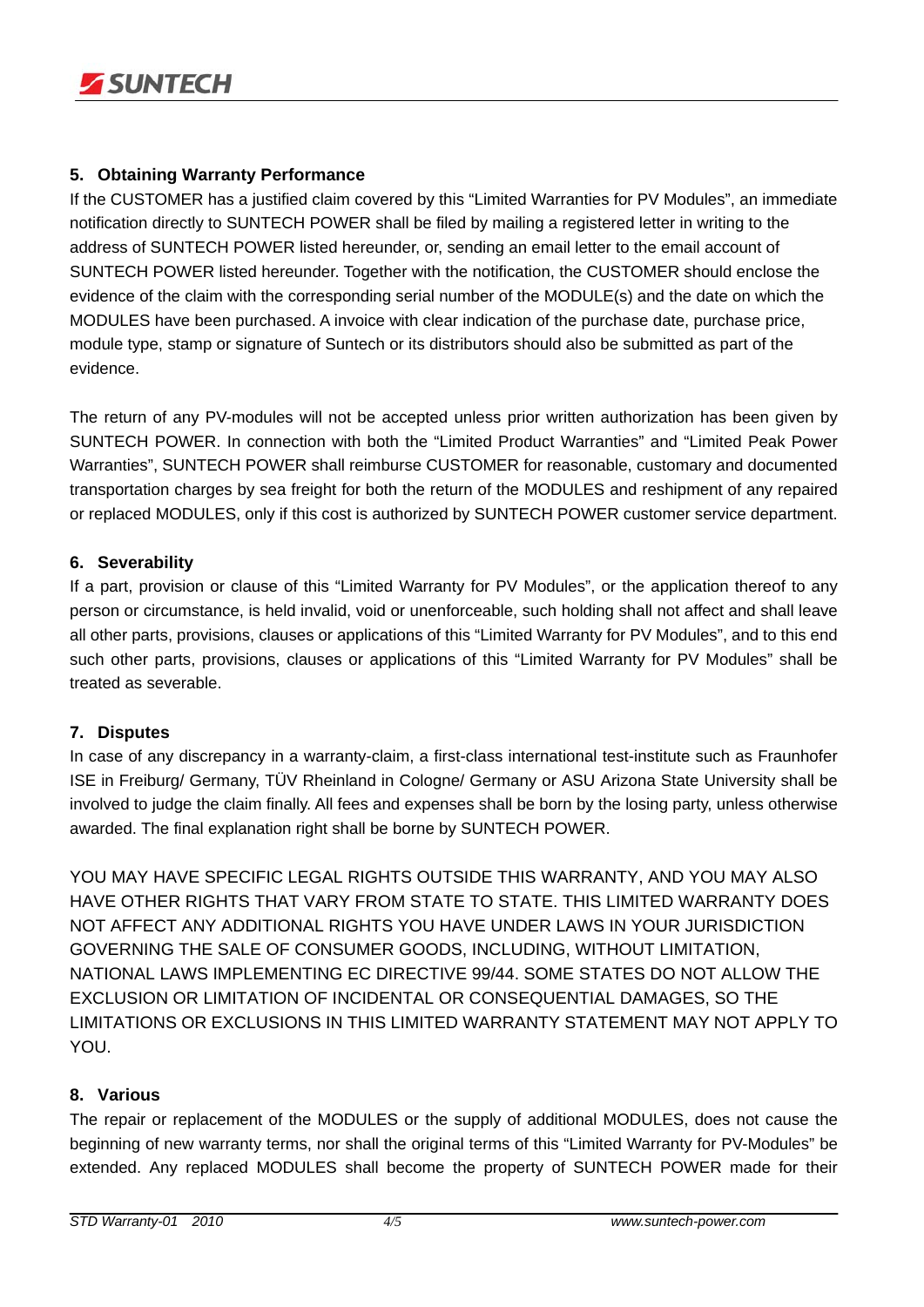## 5. Obtaining Warranty Performance

If the CUSTOMER has a justified claim covered by this “Limited Warranties for PV Modules”, an immediate notification directly to SUNTECH POWER shall be filed by mailing a registered letter in writing to the address of SUNTECH POWER listed hereunder, or, sending an email letter to the email account of SUNTECH POWER listed hereunder. Together with the notification, the CUSTOMER should enclose the evidence of the claim with the corresponding serial number of the MODULE(s) and the date on which the MODULES have been purchased. A invoice with clear indication of the purchase date, purchase price, module type, stamp or signature of Suntech or its distributors should also be submitted as part of the evidence.

The return of any PV-modules will not be accepted unless prior written authorization has been given by SUNTECH POWER. In connection with both the “Limited Product Warranties” and “Limited Peak Power Warranties”, SUNTECH POWER shall reimburse CUSTOMER for reasonable, customary and documented transportation charges by sea freight for both the return of the MODULES and reshipment of any repaired or replaced MODULES, only if this cost is authorized by SUNTECH POWER customer service department.

## 6. Severability

If a part, provision or clause of this “Limited Warranty for PV Modules”, or the application thereof to any person or circumstance, is held invalid, void or unenforceable, such holding shall not affect and shall leave all other parts, provisions, clauses or applications of this “Limited Warranty for PV Modules”, and to this end such other parts, provisions, clauses or applications of this “Limited Warranty for PV Modules” shall be treated as severable.

## 7. Disputes

In case of any discrepancy in a warranty-claim, a first-class international test-institute such as Fraunhofer ISE in Freiburg/ Germany, TÜV Rheinland in Cologne/ Germany or ASU Arizona State University shall be involved to judge the claim finally. All fees and expenses shall be born by the losing party, unless otherwise awarded. The final explanation right shall be borne by SUNTECH POWER.

YOU MAY HAVE SPECIFIC LEGAL RIGHTS OUTSIDE THIS WARRANTY, AND YOU MAY ALSO HAVE OTHER RIGHTS THAT VARY FROM STATE TO STATE. THIS LIMITED WARRANTY DOES NOT AFFECT ANY ADDITIONAL RIGHTS YOU HAVE UNDER LAWS IN YOUR JURISDICTION GOVERNING THE SALE OF CONSUMER GOODS, INCLUDING, WITHOUT LIMITATION, NATIONAL LAWS IMPLEMENTING EC DIRECTIVE 99/44. SOME STATES DO NOT ALLOW THE EXCLUSION OR LIMITATION OF INCIDENTAL OR CONSEQUENTIAL DAMAGES, SO THE LIMITATIONS OR EXCLUSIONS IN THIS LIMITED WARRANTY STATEMENT MAY NOT APPLY TO YOU.

## 8. Various

The repair or replacement of the MODULES or the supply of additional MODULES, does not cause the beginning of new warranty terms, nor shall the original terms of this “Limited Warranty for PV-Modules” be extended. Any replaced MODULES shall become the property of SUNTECH POWER made for their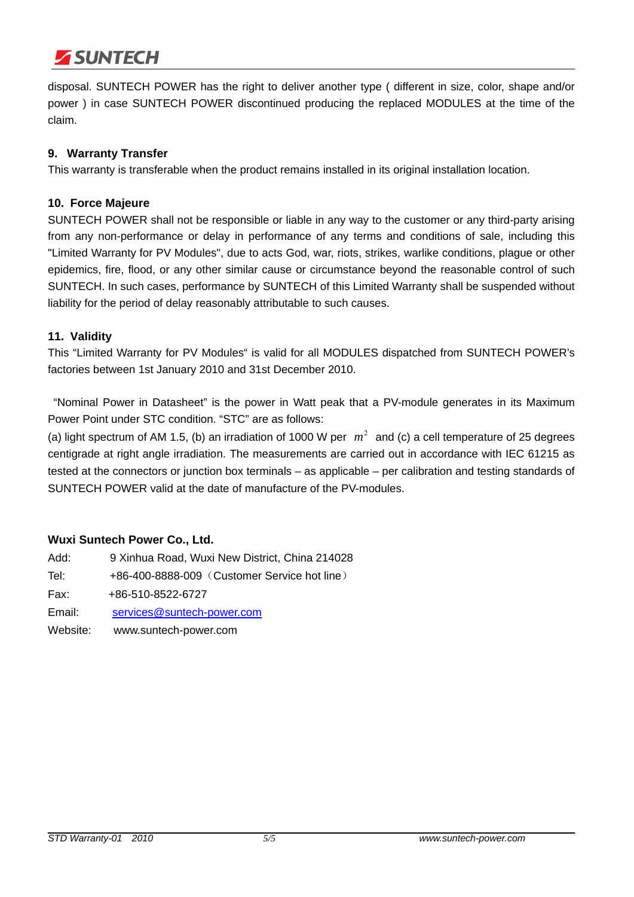disposal. SUNTECH POWER has the right to deliver another type ( different in size, color, shape and/or power ) in case SUNTECH POWER discontinued producing the replaced MODULES at the time of the claim.

### 9. Warranty Transfer

This warranty is transferable when the product remains installed in its original installation location.

### 10. Force Majeure

SUNTECH POWER shall not be responsible or liable in any way to the customer or any third-party arising from any non-performance or delay in performance of any terms and conditions of sale, including this "Limited Warranty for PV Modules", due to acts God, war, riots, strikes, warlike conditions, plague or other epidemics, fire, flood, or any other similar cause or circumstance beyond the reasonable control of such SUNTECH. In such cases, performance by SUNTECH of this Limited Warranty shall be suspended without liability for the period of delay reasonably attributable to such causes.

### 11. Validity

This “Limited Warranty for PV Modules“ is valid for all MODULES dispatched from SUNTECH POWER’s factories between 1st January 2010 and 31st December 2010.

“Nominal Power in Datasheet” is the power in Watt peak that a PV-module generates in its Maximum Power Point under STC condition. “STC” are as follows:

(a) light spectrum of AM 1.5, (b) an irradiation of 1000 W per $m^2$ and (c) a cell temperature of 25 degrees centigrade at right angle irradiation. The measurements are carried out in accordance with IEC 61215 as tested at the connectors or junction box terminals – as applicable – per calibration and testing standards of SUNTECH POWER valid at the date of manufacture of the PV-modules.

**Wuxi Suntech Power Co., Ltd.**

Add: 9 Xinhua Road, Wuxi New District, China 214028

Tel: +86-400-8888-009（Customer Service hot line）

Fax: +86-510-8522-6727

Email: services@suntech-power.com

Website: www.suntech-power.com